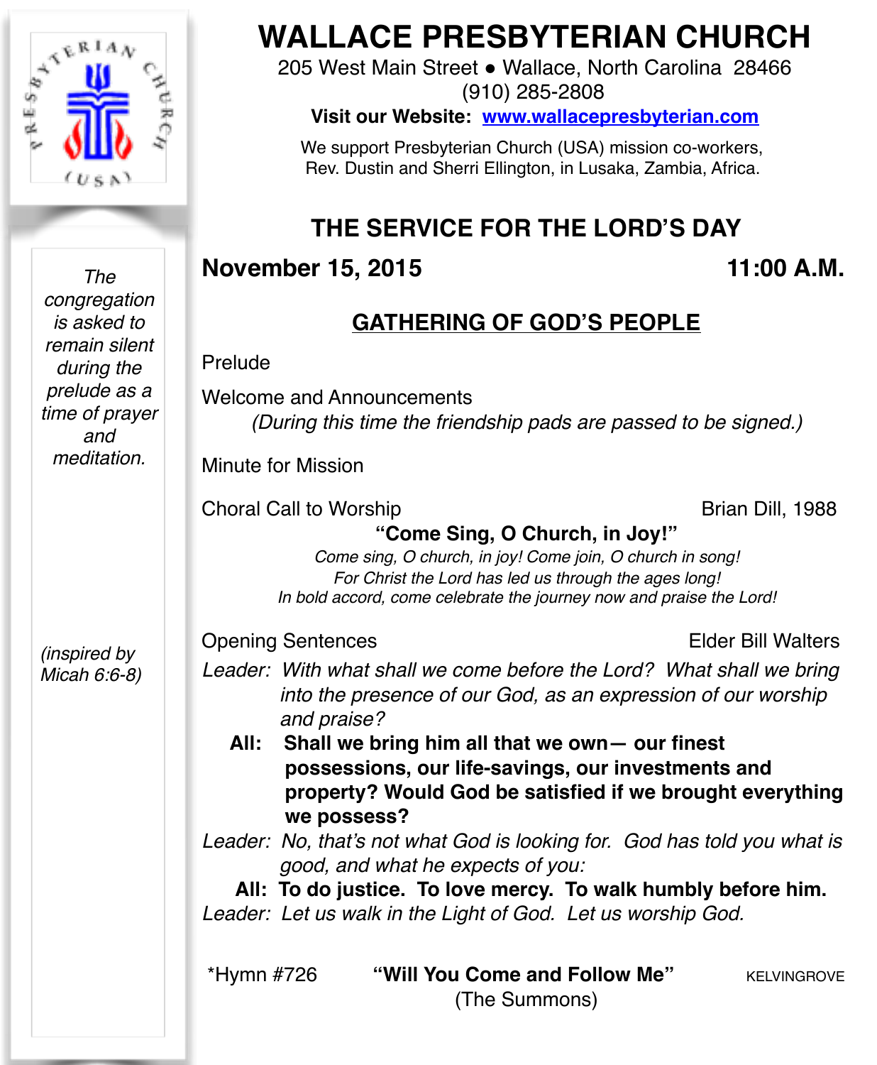# WALLACE PRESBYTERIAN CHURCH

205 West Main Street ● Wallace, North Carolina 28466
(910) 285-2808
**Visit our Website: www.wallacepresbyterian.com**

We support Presbyterian Church (USA) mission co-workers, Rev. Dustin and Sherri Ellington, in Lusaka, Zambia, Africa.

*The congregation is asked to remain silent during the prelude as a time of prayer and meditation.*

## THE SERVICE FOR THE LORD'S DAY

**November 15, 2015** **11:00 A.M.**

### GATHERING OF GOD'S PEOPLE

Prelude

Welcome and Announcements
*(During this time the friendship pads are passed to be signed.)*

Minute for Mission

Choral Call to Worship Brian Dill, 1988

**"Come Sing, O Church, in Joy!"**

*Come sing, O church, in joy! Come join, O church in song!*
*For Christ the Lord has led us through the ages long!*
*In bold accord, come celebrate the journey now and praise the Lord!*

Opening Sentences Elder Bill Walters

*(inspired by Micah 6:6-8)*

*Leader: With what shall we come before the Lord? What shall we bring into the presence of our God, as an expression of our worship and praise?*

**All: Shall we bring him all that we own— our finest possessions, our life-savings, our investments and property? Would God be satisfied if we brought everything we possess?**

*Leader: No, that's not what God is looking for. God has told you what is good, and what he expects of you:*

**All: To do justice. To love mercy. To walk humbly before him.**

*Leader: Let us walk in the Light of God. Let us worship God.*

*Hymn #726 **"Will You Come and Follow Me"** KELVINGROVE
(The Summons)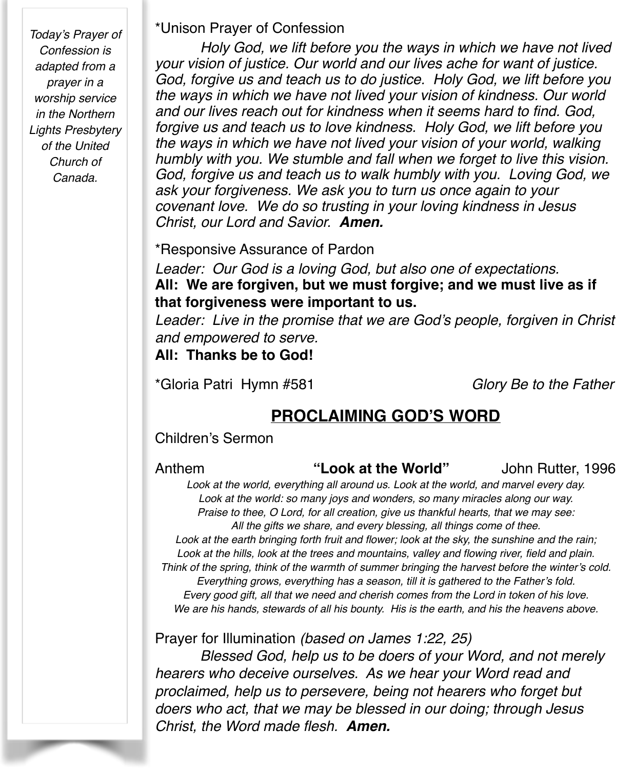*Today's Prayer of Confession is adapted from a prayer in a worship service in the Northern Lights Presbytery of the United Church of Canada.*

*Unison Prayer of Confession

*Holy God, we lift before you the ways in which we have not lived your vision of justice. Our world and our lives ache for want of justice. God, forgive us and teach us to do justice. Holy God, we lift before you the ways in which we have not lived your vision of kindness. Our world and our lives reach out for kindness when it seems hard to find. God, forgive us and teach us to love kindness. Holy God, we lift before you the ways in which we have not lived your vision of your world, walking humbly with you. We stumble and fall when we forget to live this vision. God, forgive us and teach us to walk humbly with you. Loving God, we ask your forgiveness. We ask you to turn us once again to your covenant love. We do so trusting in your loving kindness in Jesus Christ, our Lord and Savior.* ***Amen.***

*Responsive Assurance of Pardon

*Leader: Our God is a loving God, but also one of expectations.*

**All: We are forgiven, but we must forgive; and we must live as if that forgiveness were important to us.**

*Leader: Live in the promise that we are God's people, forgiven in Christ and empowered to serve.*

**All: Thanks be to God!**

*Gloria Patri Hymn #581 — *Glory Be to the Father*

## PROCLAIMING GOD'S WORD

Children's Sermon

Anthem — **"Look at the World"** — John Rutter, 1996

*Look at the world, everything all around us. Look at the world, and marvel every day.*
*Look at the world: so many joys and wonders, so many miracles along our way.*
*Praise to thee, O Lord, for all creation, give us thankful hearts, that we may see:*
*All the gifts we share, and every blessing, all things come of thee.*
*Look at the earth bringing forth fruit and flower; look at the sky, the sunshine and the rain;*
*Look at the hills, look at the trees and mountains, valley and flowing river, field and plain.*
*Think of the spring, think of the warmth of summer bringing the harvest before the winter's cold.*
*Everything grows, everything has a season, till it is gathered to the Father's fold.*
*Every good gift, all that we need and cherish comes from the Lord in token of his love.*
*We are his hands, stewards of all his bounty. His is the earth, and his the heavens above.*

Prayer for Illumination *(based on James 1:22, 25)*

*Blessed God, help us to be doers of your Word, and not merely hearers who deceive ourselves. As we hear your Word read and proclaimed, help us to persevere, being not hearers who forget but doers who act, that we may be blessed in our doing; through Jesus Christ, the Word made flesh.* ***Amen.***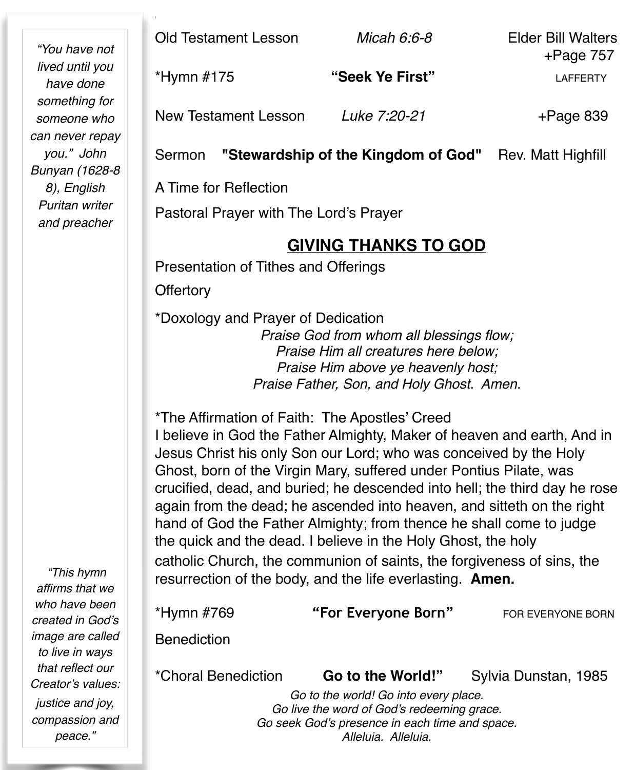*"You have not lived until you have done something for someone who can never repay you." John Bunyan (1628-88), English Puritan writer and preacher*

Old Testament Lesson *Micah 6:6-8* Elder Bill Walters +Page 757

*Hymn #175 **"Seek Ye First"** LAFFERTY

New Testament Lesson *Luke 7:20-21* +Page 839

Sermon **"Stewardship of the Kingdom of God"** Rev. Matt Highfill

A Time for Reflection

Pastoral Prayer with The Lord's Prayer

## GIVING THANKS TO GOD

Presentation of Tithes and Offerings

Offertory

*Doxology and Prayer of Dedication

*Praise God from whom all blessings flow;*
*Praise Him all creatures here below;*
*Praise Him above ye heavenly host;*
*Praise Father, Son, and Holy Ghost. Amen.*

*The Affirmation of Faith: The Apostles' Creed
I believe in God the Father Almighty, Maker of heaven and earth, And in Jesus Christ his only Son our Lord; who was conceived by the Holy Ghost, born of the Virgin Mary, suffered under Pontius Pilate, was crucified, dead, and buried; he descended into hell; the third day he rose again from the dead; he ascended into heaven, and sitteth on the right hand of God the Father Almighty; from thence he shall come to judge the quick and the dead. I believe in the Holy Ghost, the holy catholic Church, the communion of saints, the forgiveness of sins, the resurrection of the body, and the life everlasting. **Amen.**

*"This hymn affirms that we who have been created in God's image are called to live in ways that reflect our Creator's values: justice and joy, compassion and peace."*

*Hymn #769 **"For Everyone Born"** FOR EVERYONE BORN

Benediction

*Choral Benediction **Go to the World!"** Sylvia Dunstan, 1985

*Go to the world! Go into every place.*
*Go live the word of God's redeeming grace.*
*Go seek God's presence in each time and space.*
*Alleluia. Alleluia.*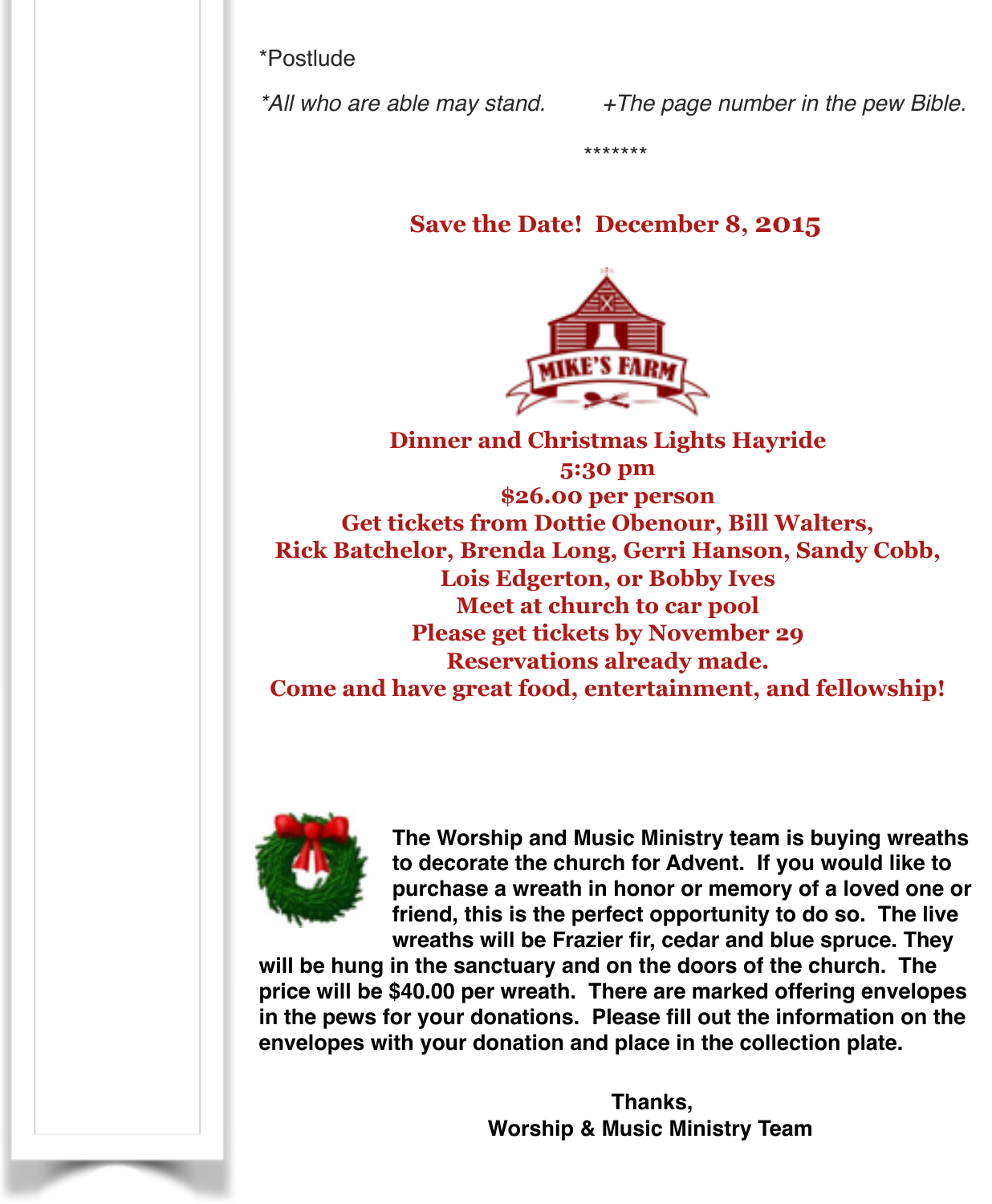*Postlude

*All who are able may stand.        +The page number in the pew Bible.*

*******

## Save the Date!  December 8, 2015

**Dinner and Christmas Lights Hayride**
**5:30 pm**
**$26.00 per person**
**Get tickets from Dottie Obenour, Bill Walters,**
**Rick Batchelor, Brenda Long, Gerri Hanson, Sandy Cobb,**
**Lois Edgerton, or Bobby Ives**
**Meet at church to car pool**
**Please get tickets by November 29**
**Reservations already made.**
**Come and have great food, entertainment, and fellowship!**

**The Worship and Music Ministry team is buying wreaths to decorate the church for Advent.  If you would like to purchase a wreath in honor or memory of a loved one or friend, this is the perfect opportunity to do so.  The live wreaths will be Frazier fir, cedar and blue spruce. They will be hung in the sanctuary and on the doors of the church.  The price will be $40.00 per wreath.  There are marked offering envelopes in the pews for your donations.  Please fill out the information on the envelopes with your donation and place in the collection plate.**

**Thanks,**
**Worship & Music Ministry Team**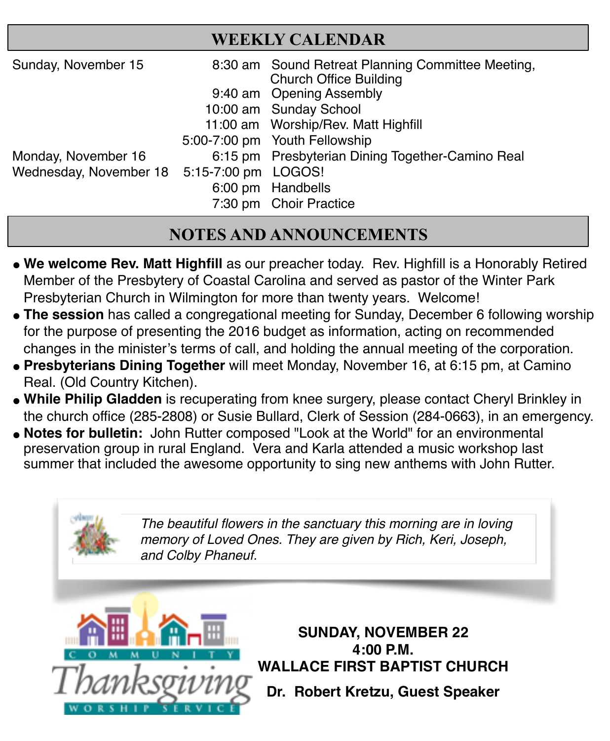## WEEKLY CALENDAR

| | | |
|---|---|---|
| Sunday, November 15 | 8:30 am | Sound Retreat Planning Committee Meeting, Church Office Building |
| | 9:40 am | Opening Assembly |
| | 10:00 am | Sunday School |
| | 11:00 am | Worship/Rev. Matt Highfill |
| | 5:00-7:00 pm | Youth Fellowship |
| Monday, November 16 | 6:15 pm | Presbyterian Dining Together-Camino Real |
| Wednesday, November 18 | 5:15-7:00 pm | LOGOS! |
| | 6:00 pm | Handbells |
| | 7:30 pm | Choir Practice |

## NOTES AND ANNOUNCEMENTS

- **We welcome Rev. Matt Highfill** as our preacher today. Rev. Highfill is a Honorably Retired Member of the Presbytery of Coastal Carolina and served as pastor of the Winter Park Presbyterian Church in Wilmington for more than twenty years. Welcome!
- **The session** has called a congregational meeting for Sunday, December 6 following worship for the purpose of presenting the 2016 budget as information, acting on recommended changes in the minister's terms of call, and holding the annual meeting of the corporation.
- **Presbyterians Dining Together** will meet Monday, November 16, at 6:15 pm, at Camino Real. (Old Country Kitchen).
- **While Philip Gladden** is recuperating from knee surgery, please contact Cheryl Brinkley in the church office (285-2808) or Susie Bullard, Clerk of Session (284-0663), in an emergency.
- **Notes for bulletin:** John Rutter composed "Look at the World" for an environmental preservation group in rural England. Vera and Karla attended a music workshop last summer that included the awesome opportunity to sing new anthems with John Rutter.

*The beautiful flowers in the sanctuary this morning are in loving memory of Loved Ones. They are given by Rich, Keri, Joseph, and Colby Phaneuf.*

COMMUNITY Thanksgiving WORSHIP SERVICE

**SUNDAY, NOVEMBER 22**
**4:00 P.M.**
**WALLACE FIRST BAPTIST CHURCH**

**Dr. Robert Kretzu, Guest Speaker**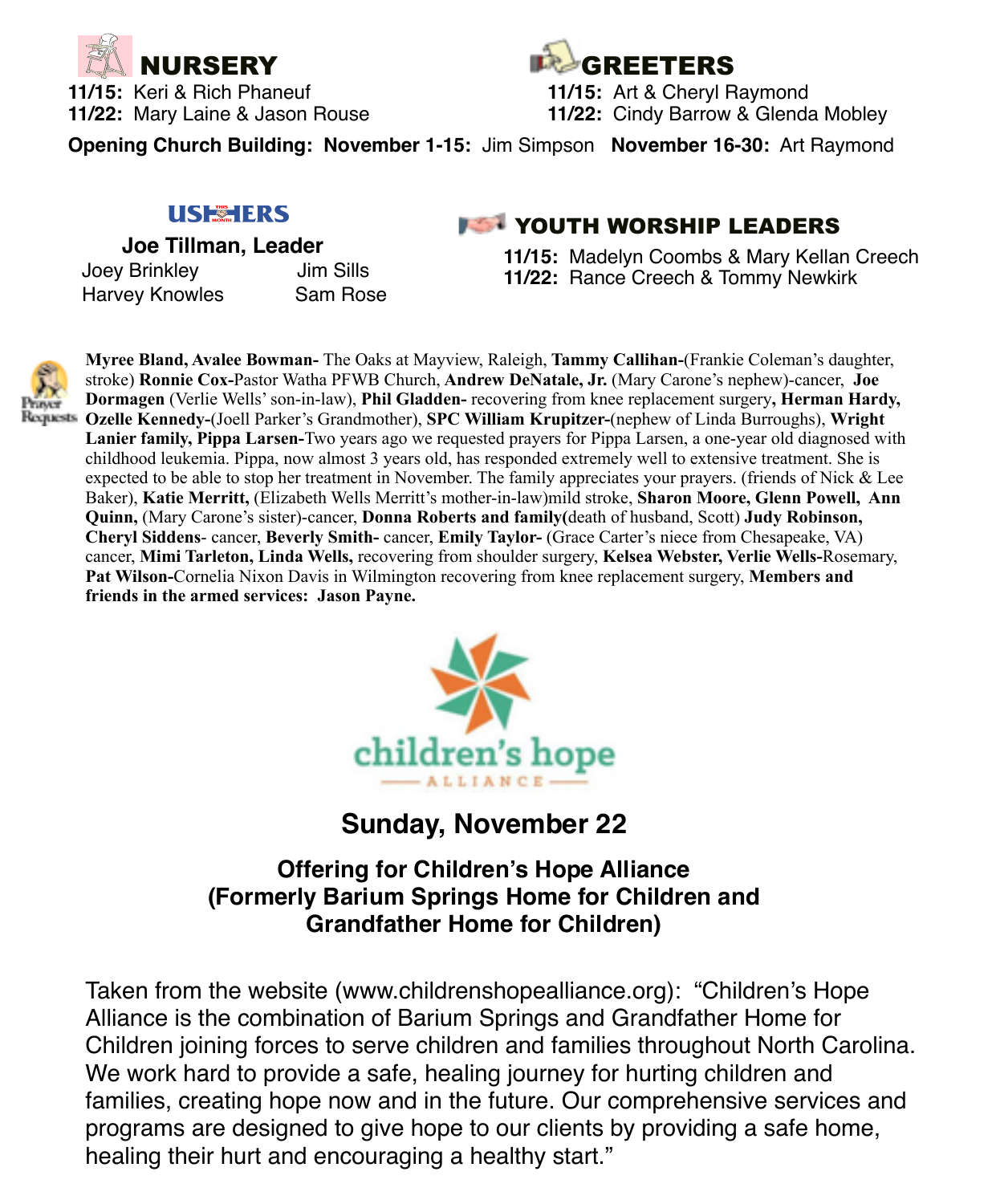## NURSERY

**11/15:** Keri & Rich Phaneuf
**11/22:** Mary Laine & Jason Rouse

## GREETERS

**11/15:** Art & Cheryl Raymond
**11/22:** Cindy Barrow & Glenda Mobley

**Opening Church Building: November 1-15:** Jim Simpson **November 16-30:** Art Raymond

## USHERS

**Joe Tillman, Leader**

Joey Brinkley
Jim Sills
Harvey Knowles
Sam Rose

## YOUTH WORSHIP LEADERS

**11/15:** Madelyn Coombs & Mary Kellan Creech
**11/22:** Rance Creech & Tommy Newkirk

Prayer Requests

**Myree Bland, Avalee Bowman-** The Oaks at Mayview, Raleigh, **Tammy Callihan-**(Frankie Coleman's daughter, stroke) **Ronnie Cox-**Pastor Watha PFWB Church, **Andrew DeNatale, Jr.** (Mary Carone's nephew)-cancer, **Joe Dormagen** (Verlie Wells' son-in-law), **Phil Gladden-** recovering from knee replacement surgery**, Herman Hardy, Ozelle Kennedy-**(Joell Parker's Grandmother), **SPC William Krupitzer-**(nephew of Linda Burroughs), **Wright Lanier family, Pippa Larsen-**Two years ago we requested prayers for Pippa Larsen, a one-year old diagnosed with childhood leukemia. Pippa, now almost 3 years old, has responded extremely well to extensive treatment. She is expected to be able to stop her treatment in November. The family appreciates your prayers. (friends of Nick & Lee Baker), **Katie Merritt,** (Elizabeth Wells Merritt's mother-in-law)mild stroke, **Sharon Moore, Glenn Powell, Ann Quinn,** (Mary Carone's sister)-cancer, **Donna Roberts and family(**death of husband, Scott) **Judy Robinson, Cheryl Siddens**- cancer, **Beverly Smith-** cancer, **Emily Taylor-** (Grace Carter's niece from Chesapeake, VA) cancer, **Mimi Tarleton, Linda Wells,** recovering from shoulder surgery, **Kelsea Webster, Verlie Wells-**Rosemary, **Pat Wilson-**Cornelia Nixon Davis in Wilmington recovering from knee replacement surgery, **Members and friends in the armed services: Jason Payne.**

children's hope
ALLIANCE

## Sunday, November 22

### Offering for Children's Hope Alliance (Formerly Barium Springs Home for Children and Grandfather Home for Children)

Taken from the website (www.childrenshopealliance.org): "Children's Hope Alliance is the combination of Barium Springs and Grandfather Home for Children joining forces to serve children and families throughout North Carolina. We work hard to provide a safe, healing journey for hurting children and families, creating hope now and in the future. Our comprehensive services and programs are designed to give hope to our clients by providing a safe home, healing their hurt and encouraging a healthy start."